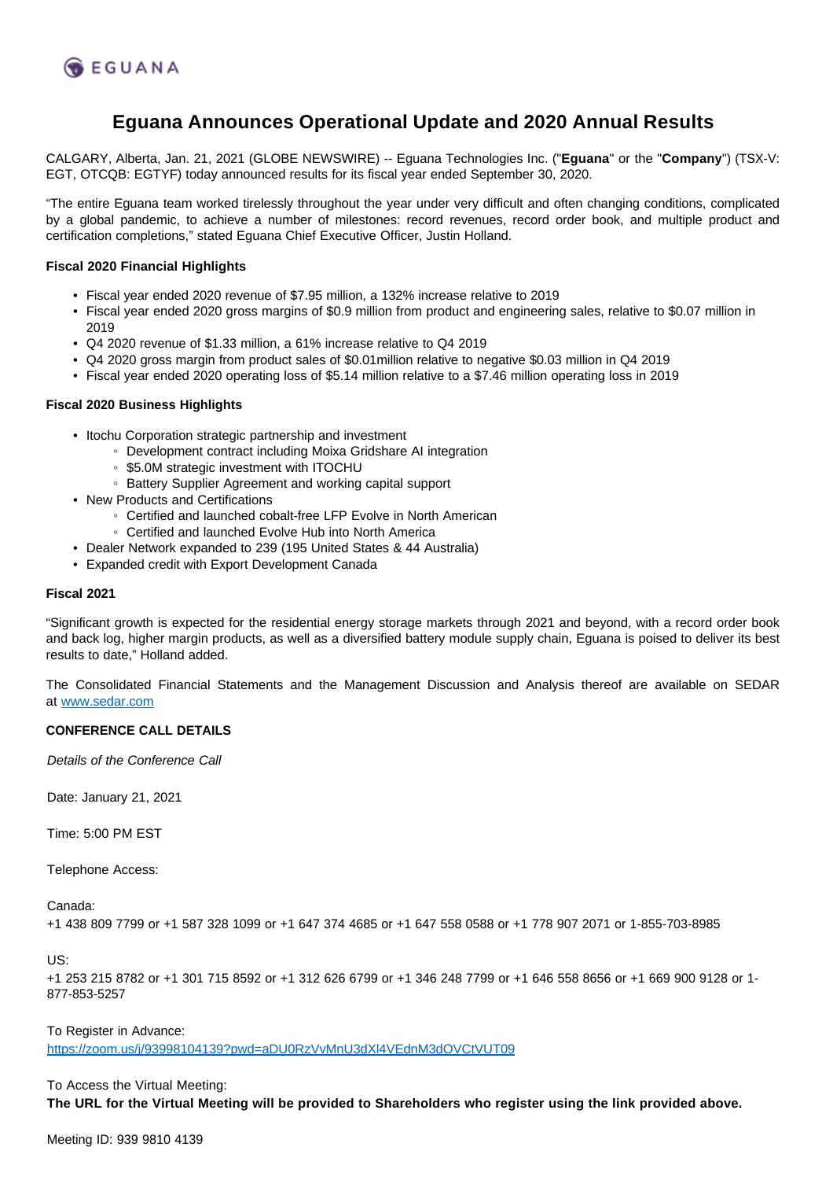# Eguana Announces Operational Update and 2020 Annual Results

CALGARY, Alberta, Jan. 21, 2021 (GLOBE NEWSWIRE) -- Eguana Technologies Inc. ("**Eguana**" or the "**Company**") (TSX-V: EGT, OTCQB: EGTYF) today announced results for its fiscal year ended September 30, 2020.

"The entire Eguana team worked tirelessly throughout the year under very difficult and often changing conditions, complicated by a global pandemic, to achieve a number of milestones: record revenues, record order book, and multiple product and certification completions," stated Eguana Chief Executive Officer, Justin Holland.

**Fiscal 2020 Financial Highlights**

- Fiscal year ended 2020 revenue of $7.95 million, a 132% increase relative to 2019
- Fiscal year ended 2020 gross margins of $0.9 million from product and engineering sales, relative to $0.07 million in 2019
- Q4 2020 revenue of $1.33 million, a 61% increase relative to Q4 2019
- Q4 2020 gross margin from product sales of $0.01million relative to negative $0.03 million in Q4 2019
- Fiscal year ended 2020 operating loss of $5.14 million relative to a $7.46 million operating loss in 2019

**Fiscal 2020 Business Highlights**

- Itochu Corporation strategic partnership and investment
  - Development contract including Moixa Gridshare AI integration
  - $5.0M strategic investment with ITOCHU
  - Battery Supplier Agreement and working capital support
- New Products and Certifications
  - Certified and launched cobalt-free LFP Evolve in North American
  - Certified and launched Evolve Hub into North America
- Dealer Network expanded to 239 (195 United States & 44 Australia)
- Expanded credit with Export Development Canada

**Fiscal 2021**

"Significant growth is expected for the residential energy storage markets through 2021 and beyond, with a record order book and back log, higher margin products, as well as a diversified battery module supply chain, Eguana is poised to deliver its best results to date," Holland added.

The Consolidated Financial Statements and the Management Discussion and Analysis thereof are available on SEDAR at [www.sedar.com](www.sedar.com)

**CONFERENCE CALL DETAILS**

*Details of the Conference Call*

Date: January 21, 2021

Time: 5:00 PM EST

Telephone Access:

Canada:
+1 438 809 7799 or +1 587 328 1099 or +1 647 374 4685 or +1 647 558 0588 or +1 778 907 2071 or 1-855-703-8985

US:
+1 253 215 8782 or +1 301 715 8592 or +1 312 626 6799 or +1 346 248 7799 or +1 646 558 8656 or +1 669 900 9128 or 1-877-853-5257

To Register in Advance:
[https://zoom.us/j/93998104139?pwd=aDU0RzVvMnU3dXl4VEdnM3dOVCtVUT09](https://zoom.us/j/93998104139?pwd=aDU0RzVvMnU3dXl4VEdnM3dOVCtVUT09)

To Access the Virtual Meeting:
**The URL for the Virtual Meeting will be provided to Shareholders who register using the link provided above.**

Meeting ID: 939 9810 4139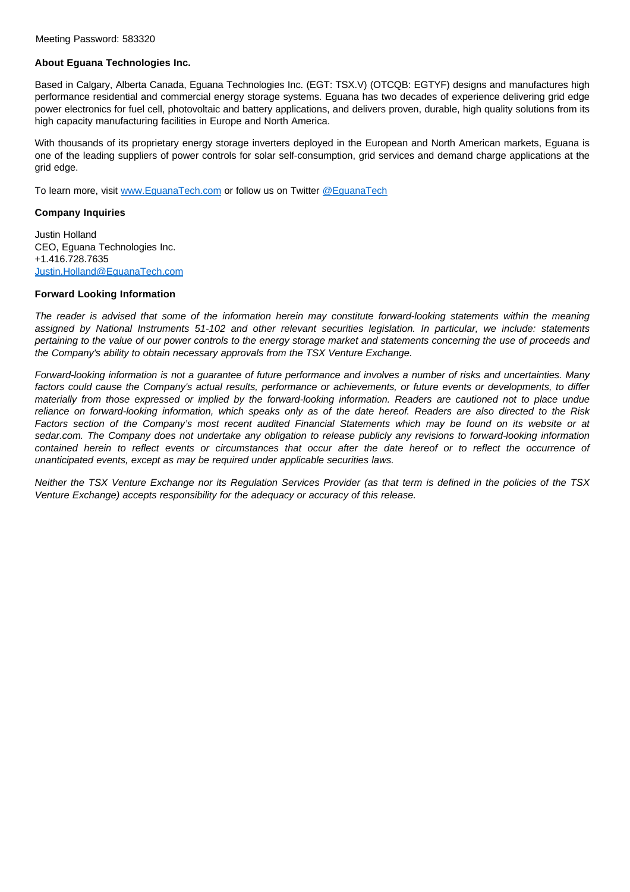Meeting Password: 583320

**About Eguana Technologies Inc.**

Based in Calgary, Alberta Canada, Eguana Technologies Inc. (EGT: TSX.V) (OTCQB: EGTYF) designs and manufactures high performance residential and commercial energy storage systems. Eguana has two decades of experience delivering grid edge power electronics for fuel cell, photovoltaic and battery applications, and delivers proven, durable, high quality solutions from its high capacity manufacturing facilities in Europe and North America.

With thousands of its proprietary energy storage inverters deployed in the European and North American markets, Eguana is one of the leading suppliers of power controls for solar self-consumption, grid services and demand charge applications at the grid edge.

To learn more, visit [www.EguanaTech.com](www.EguanaTech.com) or follow us on Twitter [@EguanaTech](@EguanaTech)

**Company Inquiries**

Justin Holland
CEO, Eguana Technologies Inc.
+1.416.728.7635
[Justin.Holland@EguanaTech.com](mailto:Justin.Holland@EguanaTech.com)

**Forward Looking Information**

*The reader is advised that some of the information herein may constitute forward-looking statements within the meaning assigned by National Instruments 51-102 and other relevant securities legislation. In particular, we include: statements pertaining to the value of our power controls to the energy storage market and statements concerning the use of proceeds and the Company's ability to obtain necessary approvals from the TSX Venture Exchange.*

*Forward-looking information is not a guarantee of future performance and involves a number of risks and uncertainties. Many factors could cause the Company's actual results, performance or achievements, or future events or developments, to differ materially from those expressed or implied by the forward-looking information. Readers are cautioned not to place undue reliance on forward-looking information, which speaks only as of the date hereof. Readers are also directed to the Risk Factors section of the Company's most recent audited Financial Statements which may be found on its website or at sedar.com. The Company does not undertake any obligation to release publicly any revisions to forward-looking information contained herein to reflect events or circumstances that occur after the date hereof or to reflect the occurrence of unanticipated events, except as may be required under applicable securities laws.*

*Neither the TSX Venture Exchange nor its Regulation Services Provider (as that term is defined in the policies of the TSX Venture Exchange) accepts responsibility for the adequacy or accuracy of this release.*